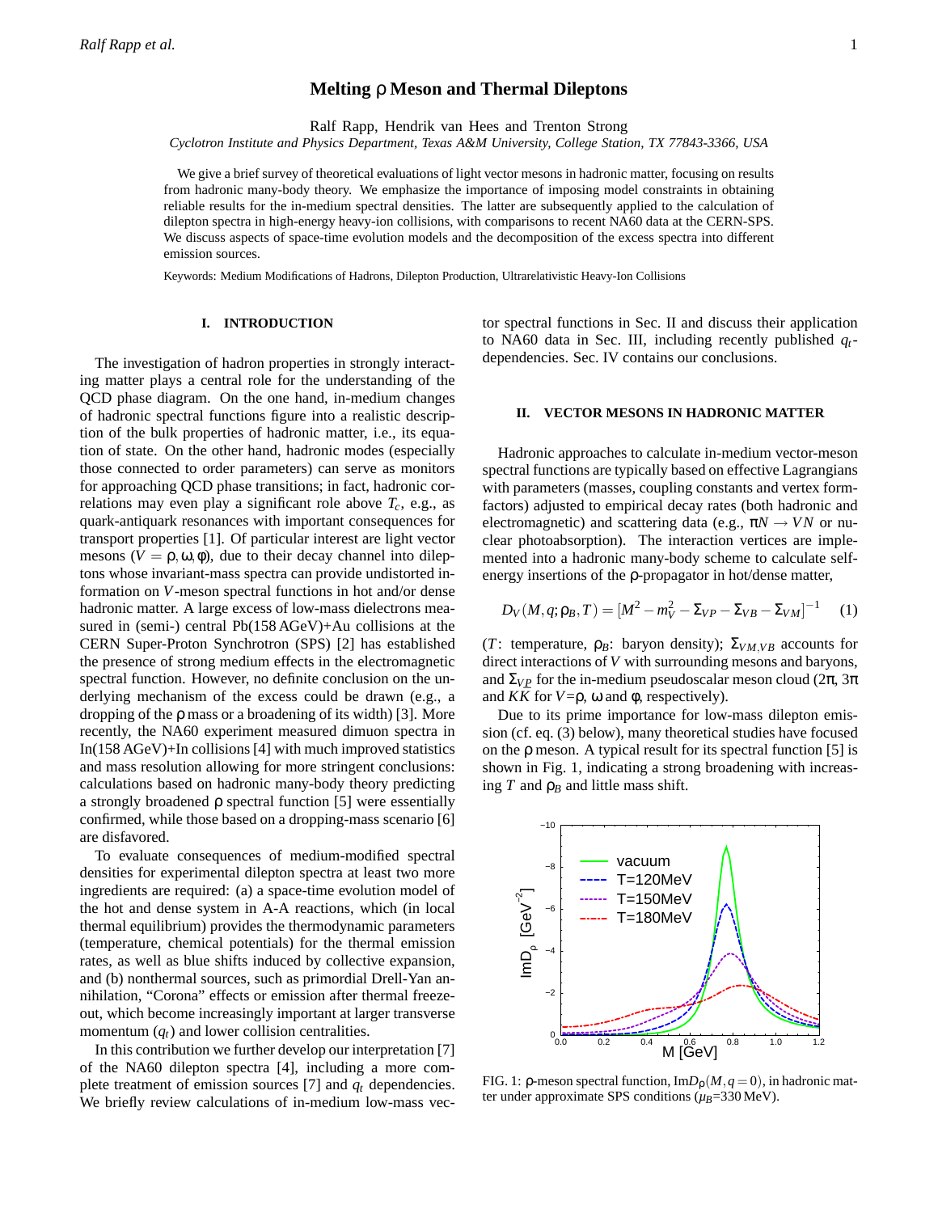# Melting ρ Meson and Thermal Dileptons

Ralf Rapp, Hendrik van Hees and Trenton Strong

*Cyclotron Institute and Physics Department, Texas A&M University, College Station, TX 77843-3366, USA*

We give a brief survey of theoretical evaluations of light vector mesons in hadronic matter, focusing on results from hadronic many-body theory. We emphasize the importance of imposing model constraints in obtaining reliable results for the in-medium spectral densities. The latter are subsequently applied to the calculation of dilepton spectra in high-energy heavy-ion collisions, with comparisons to recent NA60 data at the CERN-SPS. We discuss aspects of space-time evolution models and the decomposition of the excess spectra into different emission sources.

Keywords: Medium Modifications of Hadrons, Dilepton Production, Ultrarelativistic Heavy-Ion Collisions

## I. INTRODUCTION

The investigation of hadron properties in strongly interacting matter plays a central role for the understanding of the QCD phase diagram. On the one hand, in-medium changes of hadronic spectral functions figure into a realistic description of the bulk properties of hadronic matter, i.e., its equation of state. On the other hand, hadronic modes (especially those connected to order parameters) can serve as monitors for approaching QCD phase transitions; in fact, hadronic correlations may even play a significant role above $T_c$, e.g., as quark-antiquark resonances with important consequences for transport properties [1]. Of particular interest are light vector mesons ($V = \rho, \omega, \phi$), due to their decay channel into dileptons whose invariant-mass spectra can provide undistorted information on $V$-meson spectral functions in hot and/or dense hadronic matter. A large excess of low-mass dielectrons measured in (semi-) central Pb(158 AGeV)+Au collisions at the CERN Super-Proton Synchrotron (SPS) [2] has established the presence of strong medium effects in the electromagnetic spectral function. However, no definite conclusion on the underlying mechanism of the excess could be drawn (e.g., a dropping of the ρ mass or a broadening of its width) [3]. More recently, the NA60 experiment measured dimuon spectra in In(158 AGeV)+In collisions [4] with much improved statistics and mass resolution allowing for more stringent conclusions: calculations based on hadronic many-body theory predicting a strongly broadened ρ spectral function [5] were essentially confirmed, while those based on a dropping-mass scenario [6] are disfavored.

To evaluate consequences of medium-modified spectral densities for experimental dilepton spectra at least two more ingredients are required: (a) a space-time evolution model of the hot and dense system in A-A reactions, which (in local thermal equilibrium) provides the thermodynamic parameters (temperature, chemical potentials) for the thermal emission rates, as well as blue shifts induced by collective expansion, and (b) nonthermal sources, such as primordial Drell-Yan annihilation, "Corona" effects or emission after thermal freeze-out, which become increasingly important at larger transverse momentum ($q_t$) and lower collision centralities.

In this contribution we further develop our interpretation [7] of the NA60 dilepton spectra [4], including a more complete treatment of emission sources [7] and $q_t$ dependencies. We briefly review calculations of in-medium low-mass vector spectral functions in Sec. II and discuss their application to NA60 data in Sec. III, including recently published $q_t$-dependencies. Sec. IV contains our conclusions.

## II. VECTOR MESONS IN HADRONIC MATTER

Hadronic approaches to calculate in-medium vector-meson spectral functions are typically based on effective Lagrangians with parameters (masses, coupling constants and vertex form-factors) adjusted to empirical decay rates (both hadronic and electromagnetic) and scattering data (e.g., $\pi N \to VN$ or nuclear photoabsorption). The interaction vertices are implemented into a hadronic many-body scheme to calculate self-energy insertions of the ρ-propagator in hot/dense matter,

$$D_V(M,q;\rho_B,T) = [M^2 - m_V^2 - \Sigma_{VP} - \Sigma_{VB} - \Sigma_{VM}]^{-1} \quad (1)$$

($T$: temperature, $\rho_B$: baryon density); $\Sigma_{VM,VB}$ accounts for direct interactions of $V$ with surrounding mesons and baryons, and $\Sigma_{VP}$ for the in-medium pseudoscalar meson cloud ($2\pi$, $3\pi$ and $K\bar{K}$ for $V$=ρ, ω and φ, respectively).

Due to its prime importance for low-mass dilepton emission (cf. eq. (3) below), many theoretical studies have focused on the ρ meson. A typical result for its spectral function [5] is shown in Fig. 1, indicating a strong broadening with increasing $T$ and $\rho_B$ and little mass shift.

FIG. 1: ρ-meson spectral function, $\mathrm{Im}D_\rho(M,q=0)$, in hadronic matter under approximate SPS conditions ($\mu_B$=330 MeV).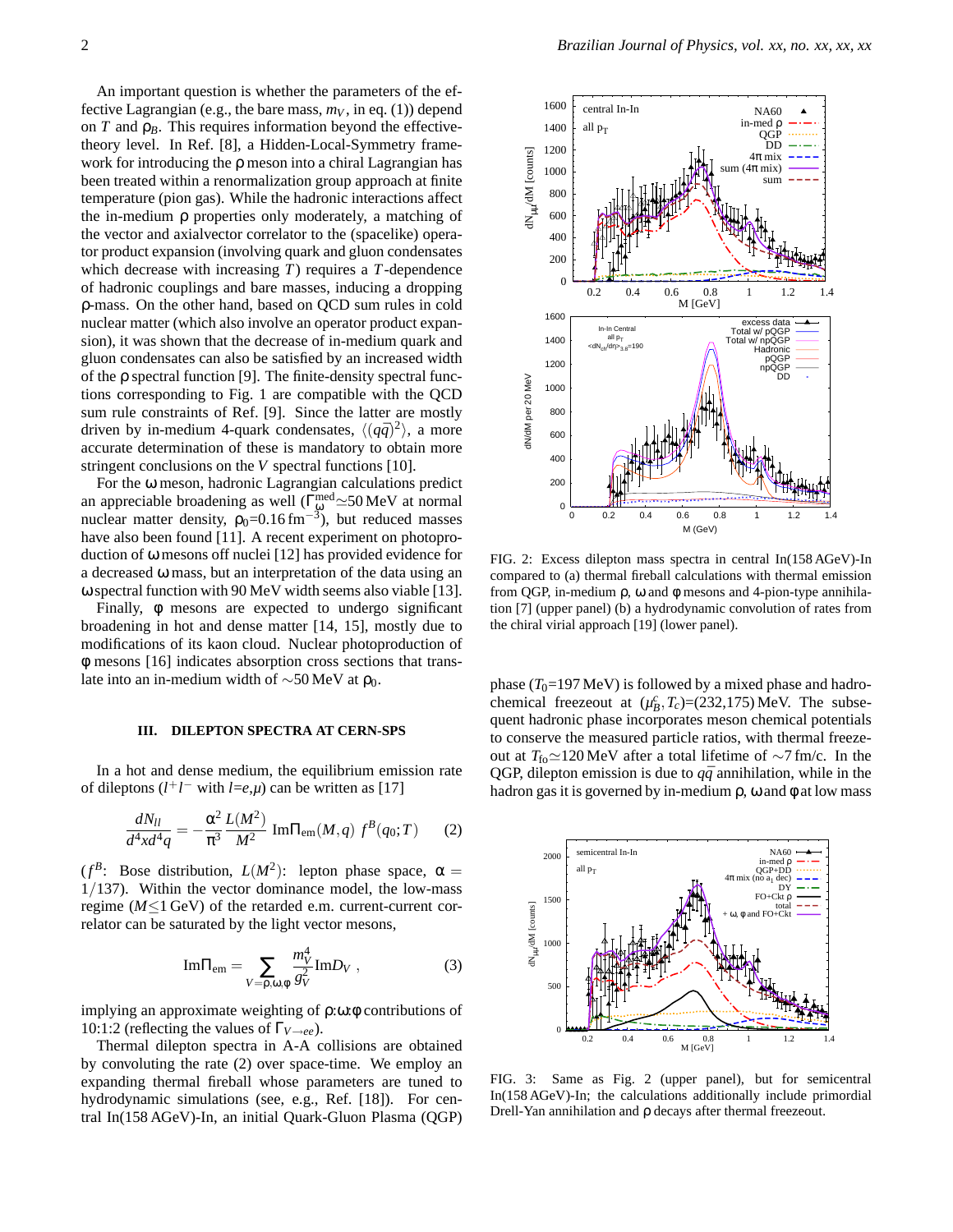An important question is whether the parameters of the effective Lagrangian (e.g., the bare mass, $m_V$, in eq. (1)) depend on $T$ and $\rho_B$. This requires information beyond the effective-theory level. In Ref. [8], a Hidden-Local-Symmetry framework for introducing the $\rho$ meson into a chiral Lagrangian has been treated within a renormalization group approach at finite temperature (pion gas). While the hadronic interactions affect the in-medium $\rho$ properties only moderately, a matching of the vector and axialvector correlator to the (spacelike) operator product expansion (involving quark and gluon condensates which decrease with increasing $T$) requires a $T$-dependence of hadronic couplings and bare masses, inducing a dropping $\rho$-mass. On the other hand, based on QCD sum rules in cold nuclear matter (which also involve an operator product expansion), it was shown that the decrease of in-medium quark and gluon condensates can also be satisfied by an increased width of the $\rho$ spectral function [9]. The finite-density spectral functions corresponding to Fig. 1 are compatible with the QCD sum rule constraints of Ref. [9]. Since the latter are mostly driven by in-medium 4-quark condensates, $\langle (q\bar{q})^2 \rangle$, a more accurate determination of these is mandatory to obtain more stringent conclusions on the $V$ spectral functions [10].

For the $\omega$ meson, hadronic Lagrangian calculations predict an appreciable broadening as well ($\Gamma_\omega^{\rm med} \simeq 50$ MeV at normal nuclear matter density, $\rho_0$=0.16 fm$^{-3}$), but reduced masses have also been found [11]. A recent experiment on photoproduction of $\omega$ mesons off nuclei [12] has provided evidence for a decreased $\omega$ mass, but an interpretation of the data using an $\omega$ spectral function with 90 MeV width seems also viable [13].

Finally, $\phi$ mesons are expected to undergo significant broadening in hot and dense matter [14, 15], mostly due to modifications of its kaon cloud. Nuclear photoproduction of $\phi$ mesons [16] indicates absorption cross sections that translate into an in-medium width of $\sim$50 MeV at $\rho_0$.

## III. DILEPTON SPECTRA AT CERN-SPS

In a hot and dense medium, the equilibrium emission rate of dileptons ($l^+l^-$ with $l$=$e$,$\mu$) can be written as [17]

$$\frac{dN_{ll}}{d^4x d^4q} = -\frac{\alpha^2}{\pi^3} \frac{L(M^2)}{M^2} \, {\rm Im}\Pi_{\rm em}(M,q) \; f^B(q_0;T) \qquad (2)$$

($f^B$: Bose distribution, $L(M^2)$: lepton phase space, $\alpha = 1/137$). Within the vector dominance model, the low-mass regime ($M \leq 1$ GeV) of the retarded e.m. current-current correlator can be saturated by the light vector mesons,

$${\rm Im}\Pi_{\rm em} = \sum_{V=\rho,\omega,\phi} \frac{m_V^4}{g_V^2} {\rm Im} D_V \; , \qquad (3)$$

implying an approximate weighting of $\rho$:$\omega$:$\phi$ contributions of 10:1:2 (reflecting the values of $\Gamma_{V\to ee}$).

Thermal dilepton spectra in A-A collisions are obtained by convoluting the rate (2) over space-time. We employ an expanding thermal fireball whose parameters are tuned to hydrodynamic simulations (see, e.g., Ref. [18]). For central In(158 AGeV)-In, an initial Quark-Gluon Plasma (QGP) phase ($T_0$=197 MeV) is followed by a mixed phase and hadrochemical freezeout at $(\mu_B^c, T_c)$=(232,175) MeV. The subsequent hadronic phase incorporates meson chemical potentials to conserve the measured particle ratios, with thermal freezeout at $T_{\rm fo} \simeq 120$ MeV after a total lifetime of $\sim$7 fm/c. In the QGP, dilepton emission is due to $q\bar{q}$ annihilation, while in the hadron gas it is governed by in-medium $\rho$, $\omega$ and $\phi$ at low mass

FIG. 2: Excess dilepton mass spectra in central In(158 AGeV)-In compared to (a) thermal fireball calculations with thermal emission from QGP, in-medium $\rho$, $\omega$ and $\phi$ mesons and 4-pion-type annihilation [7] (upper panel) (b) a hydrodynamic convolution of rates from the chiral virial approach [19] (lower panel).

FIG. 3: Same as Fig. 2 (upper panel), but for semicentral In(158 AGeV)-In; the calculations additionally include primordial Drell-Yan annihilation and $\rho$ decays after thermal freezeout.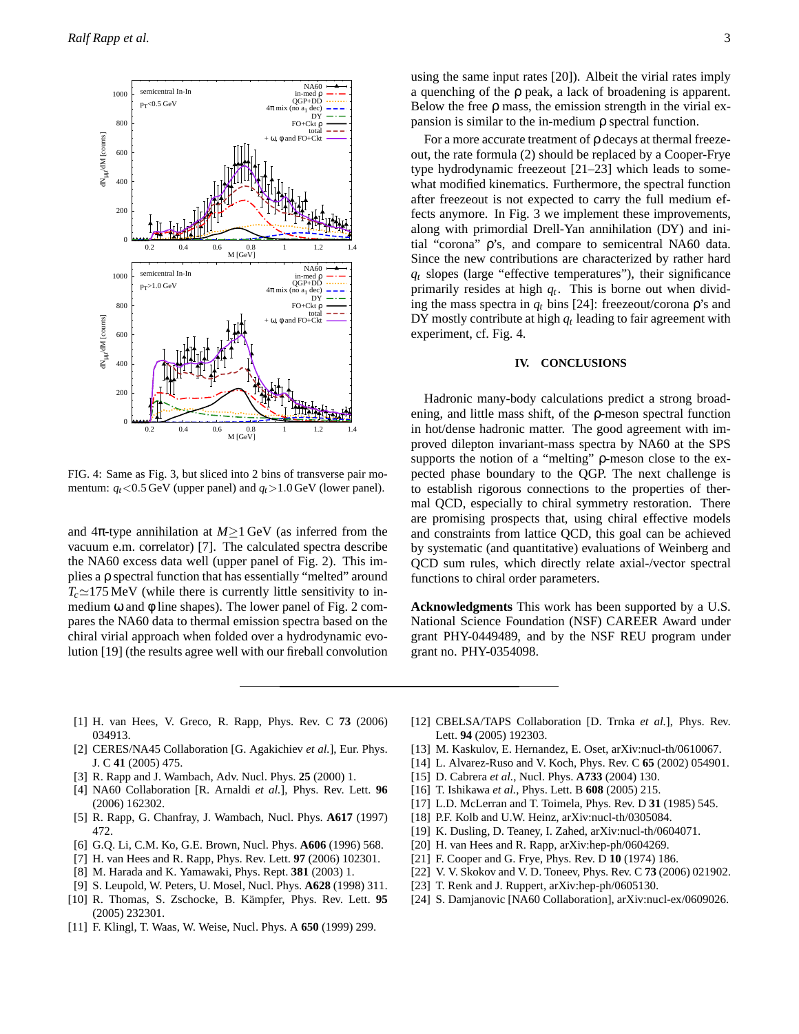semicentral In-In
$p_T$<0.5 GeV
NA60
in-med ρ
QGP+DD
4π mix (no $a_1$ dec)
DY
FO+Ckt ρ
total
+ ω, φ and FO+Ckt
dN$_{\mu\mu}$/dM [counts]
M [GeV]

semicentral In-In
$p_T$>1.0 GeV
NA60
in-med ρ
QGP+DD
4π mix (no $a_1$ dec)
DY
FO+Ckt ρ
total
+ ω, φ and FO+Ckt
dN$_{\mu\mu}$/dM [counts]
M [GeV]

FIG. 4: Same as Fig. 3, but sliced into 2 bins of transverse pair momentum: $q_t$<0.5 GeV (upper panel) and $q_t$>1.0 GeV (lower panel).

and 4π-type annihilation at $M \geq 1$ GeV (as inferred from the vacuum e.m. correlator) [7]. The calculated spectra describe the NA60 excess data well (upper panel of Fig. 2). This implies a ρ spectral function that has essentially "melted" around $T_c \simeq 175$ MeV (while there is currently little sensitivity to in-medium ω and φ line shapes). The lower panel of Fig. 2 compares the NA60 data to thermal emission spectra based on the chiral virial approach when folded over a hydrodynamic evolution [19] (the results agree well with our fireball convolution using the same input rates [20]). Albeit the virial rates imply a quenching of the ρ peak, a lack of broadening is apparent. Below the free ρ mass, the emission strength in the virial expansion is similar to the in-medium ρ spectral function.

For a more accurate treatment of ρ decays at thermal freeze-out, the rate formula (2) should be replaced by a Cooper-Frye type hydrodynamic freezeout [21–23] which leads to somewhat modified kinematics. Furthermore, the spectral function after freezeout is not expected to carry the full medium effects anymore. In Fig. 3 we implement these improvements, along with primordial Drell-Yan annihilation (DY) and initial "corona" ρ's, and compare to semicentral NA60 data. Since the new contributions are characterized by rather hard $q_t$ slopes (large "effective temperatures"), their significance primarily resides at high $q_t$. This is borne out when dividing the mass spectra in $q_t$ bins [24]: freezeout/corona ρ's and DY mostly contribute at high $q_t$ leading to fair agreement with experiment, cf. Fig. 4.

## IV. CONCLUSIONS

Hadronic many-body calculations predict a strong broadening, and little mass shift, of the ρ-meson spectral function in hot/dense hadronic matter. The good agreement with improved dilepton invariant-mass spectra by NA60 at the SPS supports the notion of a "melting" ρ-meson close to the expected phase boundary to the QGP. The next challenge is to establish rigorous connections to the properties of thermal QCD, especially to chiral symmetry restoration. There are promising prospects that, using chiral effective models and constraints from lattice QCD, this goal can be achieved by systematic (and quantitative) evaluations of Weinberg and QCD sum rules, which directly relate axial-/vector spectral functions to chiral order parameters.

**Acknowledgments** This work has been supported by a U.S. National Science Foundation (NSF) CAREER Award under grant PHY-0449489, and by the NSF REU program under grant no. PHY-0354098.

---

[1] H. van Hees, V. Greco, R. Rapp, Phys. Rev. C **73** (2006) 034913.
[2] CERES/NA45 Collaboration [G. Agakichiev *et al.*], Eur. Phys. J. C **41** (2005) 475.
[3] R. Rapp and J. Wambach, Adv. Nucl. Phys. **25** (2000) 1.
[4] NA60 Collaboration [R. Arnaldi *et al.*], Phys. Rev. Lett. **96** (2006) 162302.
[5] R. Rapp, G. Chanfray, J. Wambach, Nucl. Phys. **A617** (1997) 472.
[6] G.Q. Li, C.M. Ko, G.E. Brown, Nucl. Phys. **A606** (1996) 568.
[7] H. van Hees and R. Rapp, Phys. Rev. Lett. **97** (2006) 102301.
[8] M. Harada and K. Yamawaki, Phys. Rept. **381** (2003) 1.
[9] S. Leupold, W. Peters, U. Mosel, Nucl. Phys. **A628** (1998) 311.
[10] R. Thomas, S. Zschocke, B. Kämpfer, Phys. Rev. Lett. **95** (2005) 232301.
[11] F. Klingl, T. Waas, W. Weise, Nucl. Phys. A **650** (1999) 299.
[12] CBELSA/TAPS Collaboration [D. Trnka *et al.*], Phys. Rev. Lett. **94** (2005) 192303.
[13] M. Kaskulov, E. Hernandez, E. Oset, arXiv:nucl-th/0610067.
[14] L. Alvarez-Ruso and V. Koch, Phys. Rev. C **65** (2002) 054901.
[15] D. Cabrera *et al.*, Nucl. Phys. **A733** (2004) 130.
[16] T. Ishikawa *et al.*, Phys. Lett. B **608** (2005) 215.
[17] L.D. McLerran and T. Toimela, Phys. Rev. D **31** (1985) 545.
[18] P.F. Kolb and U.W. Heinz, arXiv:nucl-th/0305084.
[19] K. Dusling, D. Teaney, I. Zahed, arXiv:nucl-th/0604071.
[20] H. van Hees and R. Rapp, arXiv:hep-ph/0604269.
[21] F. Cooper and G. Frye, Phys. Rev. D **10** (1974) 186.
[22] V. V. Skokov and V. D. Toneev, Phys. Rev. C **73** (2006) 021902.
[23] T. Renk and J. Ruppert, arXiv:hep-ph/0605130.
[24] S. Damjanovic [NA60 Collaboration], arXiv:nucl-ex/0609026.